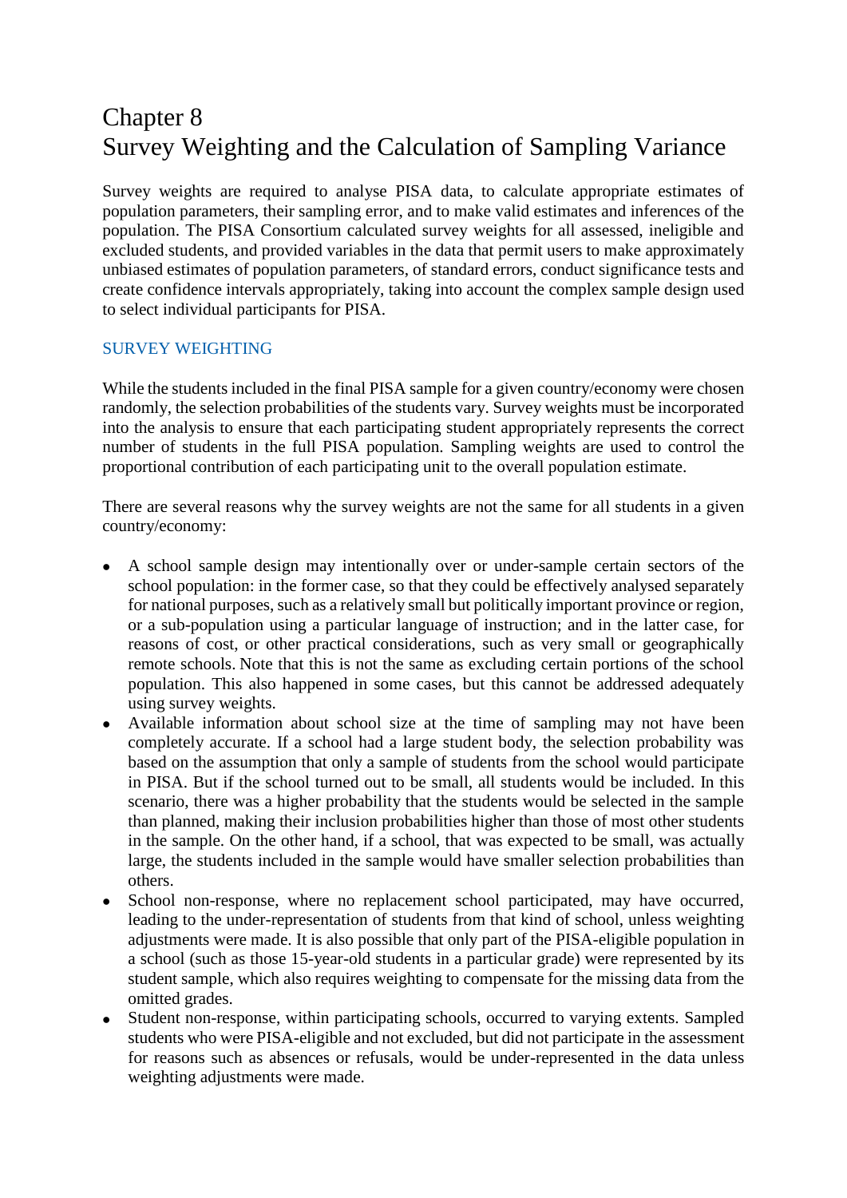# Chapter 8
# Survey Weighting and the Calculation of Sampling Variance

Survey weights are required to analyse PISA data, to calculate appropriate estimates of population parameters, their sampling error, and to make valid estimates and inferences of the population. The PISA Consortium calculated survey weights for all assessed, ineligible and excluded students, and provided variables in the data that permit users to make approximately unbiased estimates of population parameters, of standard errors, conduct significance tests and create confidence intervals appropriately, taking into account the complex sample design used to select individual participants for PISA.

## SURVEY WEIGHTING

While the students included in the final PISA sample for a given country/economy were chosen randomly, the selection probabilities of the students vary. Survey weights must be incorporated into the analysis to ensure that each participating student appropriately represents the correct number of students in the full PISA population. Sampling weights are used to control the proportional contribution of each participating unit to the overall population estimate.

There are several reasons why the survey weights are not the same for all students in a given country/economy:

- A school sample design may intentionally over or under-sample certain sectors of the school population: in the former case, so that they could be effectively analysed separately for national purposes, such as a relatively small but politically important province or region, or a sub-population using a particular language of instruction; and in the latter case, for reasons of cost, or other practical considerations, such as very small or geographically remote schools. Note that this is not the same as excluding certain portions of the school population. This also happened in some cases, but this cannot be addressed adequately using survey weights.
- Available information about school size at the time of sampling may not have been completely accurate. If a school had a large student body, the selection probability was based on the assumption that only a sample of students from the school would participate in PISA. But if the school turned out to be small, all students would be included. In this scenario, there was a higher probability that the students would be selected in the sample than planned, making their inclusion probabilities higher than those of most other students in the sample. On the other hand, if a school, that was expected to be small, was actually large, the students included in the sample would have smaller selection probabilities than others.
- School non-response, where no replacement school participated, may have occurred, leading to the under-representation of students from that kind of school, unless weighting adjustments were made. It is also possible that only part of the PISA-eligible population in a school (such as those 15-year-old students in a particular grade) were represented by its student sample, which also requires weighting to compensate for the missing data from the omitted grades.
- Student non-response, within participating schools, occurred to varying extents. Sampled students who were PISA-eligible and not excluded, but did not participate in the assessment for reasons such as absences or refusals, would be under-represented in the data unless weighting adjustments were made.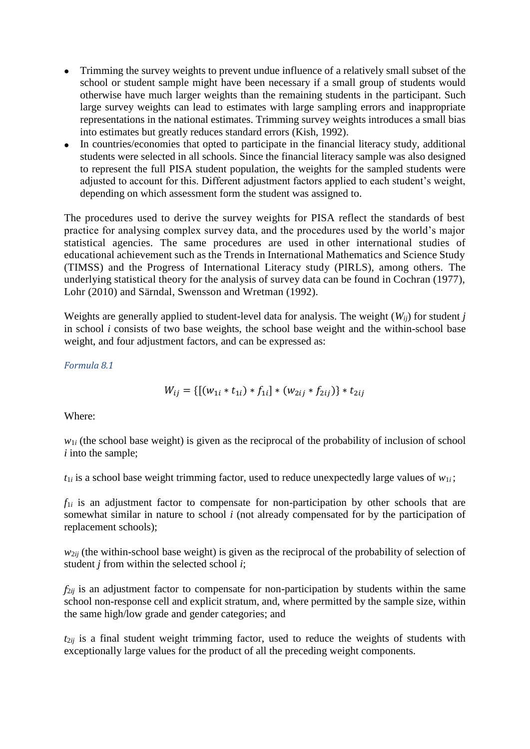- Trimming the survey weights to prevent undue influence of a relatively small subset of the school or student sample might have been necessary if a small group of students would otherwise have much larger weights than the remaining students in the participant. Such large survey weights can lead to estimates with large sampling errors and inappropriate representations in the national estimates. Trimming survey weights introduces a small bias into estimates but greatly reduces standard errors (Kish, 1992).
- In countries/economies that opted to participate in the financial literacy study, additional students were selected in all schools. Since the financial literacy sample was also designed to represent the full PISA student population, the weights for the sampled students were adjusted to account for this. Different adjustment factors applied to each student's weight, depending on which assessment form the student was assigned to.

The procedures used to derive the survey weights for PISA reflect the standards of best practice for analysing complex survey data, and the procedures used by the world's major statistical agencies. The same procedures are used in other international studies of educational achievement such as the Trends in International Mathematics and Science Study (TIMSS) and the Progress of International Literacy study (PIRLS), among others. The underlying statistical theory for the analysis of survey data can be found in Cochran (1977), Lohr (2010) and Särndal, Swensson and Wretman (1992).

Weights are generally applied to student-level data for analysis. The weight ($W_{ij}$) for student *j* in school *i* consists of two base weights, the school base weight and the within-school base weight, and four adjustment factors, and can be expressed as:

*Formula 8.1*

$$W_{ij} = \{[(w_{1i} * t_{1i}) * f_{1i}] * (w_{2ij} * f_{2ij})\} * t_{2ij}$$

Where:

$w_{1i}$ (the school base weight) is given as the reciprocal of the probability of inclusion of school *i* into the sample;

$t_{1i}$ is a school base weight trimming factor, used to reduce unexpectedly large values of $w_{1i}$;

$f_{1i}$ is an adjustment factor to compensate for non-participation by other schools that are somewhat similar in nature to school *i* (not already compensated for by the participation of replacement schools);

$w_{2ij}$ (the within-school base weight) is given as the reciprocal of the probability of selection of student *j* from within the selected school *i*;

$f_{2ij}$ is an adjustment factor to compensate for non-participation by students within the same school non-response cell and explicit stratum, and, where permitted by the sample size, within the same high/low grade and gender categories; and

$t_{2ij}$ is a final student weight trimming factor, used to reduce the weights of students with exceptionally large values for the product of all the preceding weight components.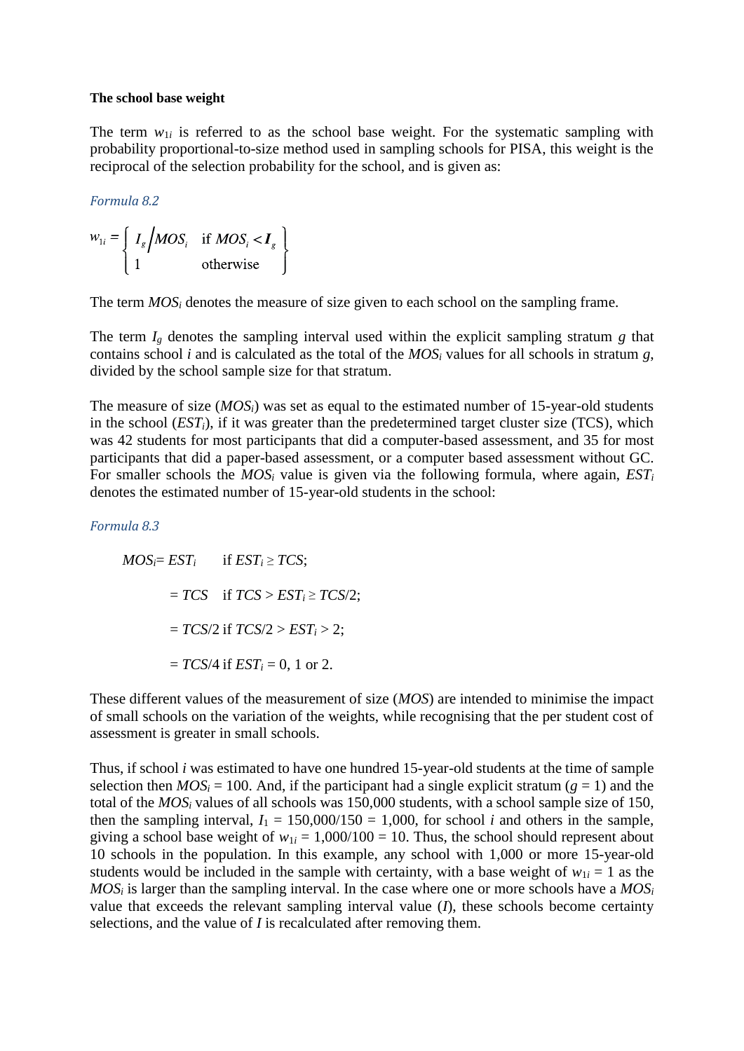**The school base weight**

The term $w_{1i}$ is referred to as the school base weight. For the systematic sampling with probability proportional-to-size method used in sampling schools for PISA, this weight is the reciprocal of the selection probability for the school, and is given as:

*Formula 8.2*

$$w_{1i} = \left\{ \begin{array}{ll} I_g \big/ MOS_i & \text{if } MOS_i < I_g \\ 1 & \text{otherwise} \end{array} \right\}$$

The term $MOS_i$ denotes the measure of size given to each school on the sampling frame.

The term $I_g$ denotes the sampling interval used within the explicit sampling stratum $g$ that contains school $i$ and is calculated as the total of the $MOS_i$ values for all schools in stratum $g$, divided by the school sample size for that stratum.

The measure of size ($MOS_i$) was set as equal to the estimated number of 15-year-old students in the school ($EST_i$), if it was greater than the predetermined target cluster size (TCS), which was 42 students for most participants that did a computer-based assessment, and 35 for most participants that did a paper-based assessment, or a computer based assessment without GC. For smaller schools the $MOS_i$ value is given via the following formula, where again, $EST_i$ denotes the estimated number of 15-year-old students in the school:

*Formula 8.3*

$$
\begin{aligned}
MOS_i &= EST_i && \text{if } EST_i \geq TCS; \\
&= TCS && \text{if } TCS > EST_i \geq TCS/2; \\
&= TCS/2 && \text{if } TCS/2 > EST_i > 2; \\
&= TCS/4 && \text{if } EST_i = 0, 1 \text{ or } 2.
\end{aligned}
$$

These different values of the measurement of size ($MOS$) are intended to minimise the impact of small schools on the variation of the weights, while recognising that the per student cost of assessment is greater in small schools.

Thus, if school $i$ was estimated to have one hundred 15-year-old students at the time of sample selection then $MOS_i = 100$. And, if the participant had a single explicit stratum ($g = 1$) and the total of the $MOS_i$ values of all schools was 150,000 students, with a school sample size of 150, then the sampling interval, $I_1 = 150{,}000/150 = 1{,}000$, for school $i$ and others in the sample, giving a school base weight of $w_{1i} = 1{,}000/100 = 10$. Thus, the school should represent about 10 schools in the population. In this example, any school with 1,000 or more 15-year-old students would be included in the sample with certainty, with a base weight of $w_{1i} = 1$ as the $MOS_i$ is larger than the sampling interval. In the case where one or more schools have a $MOS_i$ value that exceeds the relevant sampling interval value ($I$), these schools become certainty selections, and the value of $I$ is recalculated after removing them.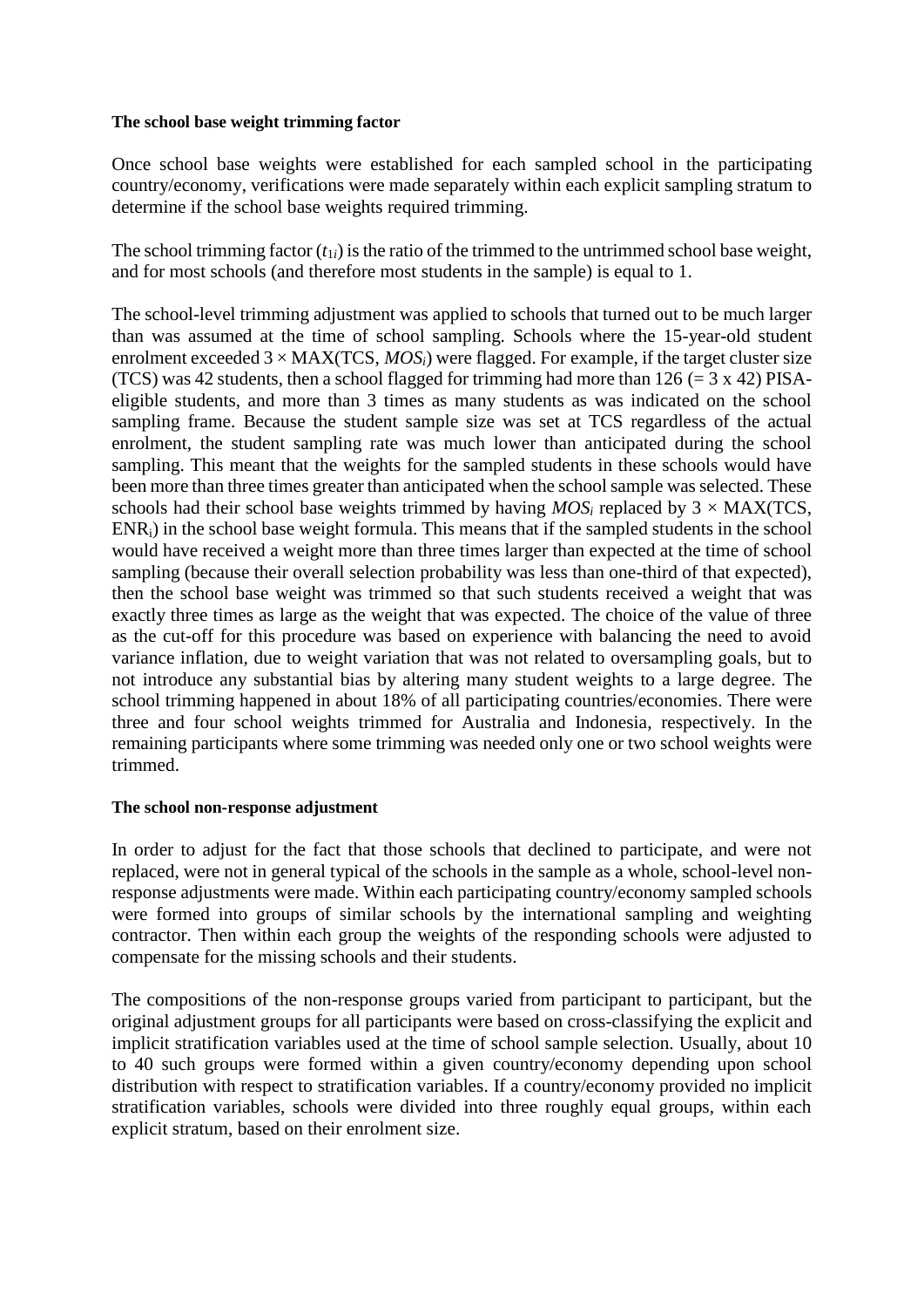**The school base weight trimming factor**

Once school base weights were established for each sampled school in the participating country/economy, verifications were made separately within each explicit sampling stratum to determine if the school base weights required trimming.

The school trimming factor ($t_{1i}$) is the ratio of the trimmed to the untrimmed school base weight, and for most schools (and therefore most students in the sample) is equal to 1.

The school-level trimming adjustment was applied to schools that turned out to be much larger than was assumed at the time of school sampling. Schools where the 15-year-old student enrolment exceeded $3 \times \text{MAX}(\text{TCS}, MOS_i)$ were flagged. For example, if the target cluster size (TCS) was 42 students, then a school flagged for trimming had more than 126 (= 3 x 42) PISA-eligible students, and more than 3 times as many students as was indicated on the school sampling frame. Because the student sample size was set at TCS regardless of the actual enrolment, the student sampling rate was much lower than anticipated during the school sampling. This meant that the weights for the sampled students in these schools would have been more than three times greater than anticipated when the school sample was selected. These schools had their school base weights trimmed by having $MOS_i$ replaced by $3 \times \text{MAX}(\text{TCS}, \text{ENR}_i)$ in the school base weight formula. This means that if the sampled students in the school would have received a weight more than three times larger than expected at the time of school sampling (because their overall selection probability was less than one-third of that expected), then the school base weight was trimmed so that such students received a weight that was exactly three times as large as the weight that was expected. The choice of the value of three as the cut-off for this procedure was based on experience with balancing the need to avoid variance inflation, due to weight variation that was not related to oversampling goals, but to not introduce any substantial bias by altering many student weights to a large degree. The school trimming happened in about 18% of all participating countries/economies. There were three and four school weights trimmed for Australia and Indonesia, respectively. In the remaining participants where some trimming was needed only one or two school weights were trimmed.

**The school non-response adjustment**

In order to adjust for the fact that those schools that declined to participate, and were not replaced, were not in general typical of the schools in the sample as a whole, school-level non-response adjustments were made. Within each participating country/economy sampled schools were formed into groups of similar schools by the international sampling and weighting contractor. Then within each group the weights of the responding schools were adjusted to compensate for the missing schools and their students.

The compositions of the non-response groups varied from participant to participant, but the original adjustment groups for all participants were based on cross-classifying the explicit and implicit stratification variables used at the time of school sample selection. Usually, about 10 to 40 such groups were formed within a given country/economy depending upon school distribution with respect to stratification variables. If a country/economy provided no implicit stratification variables, schools were divided into three roughly equal groups, within each explicit stratum, based on their enrolment size.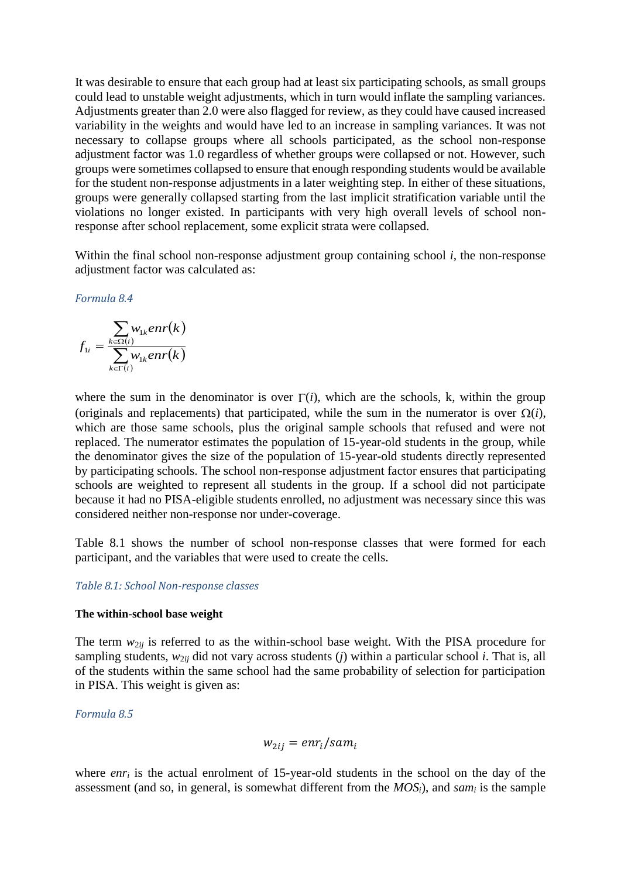It was desirable to ensure that each group had at least six participating schools, as small groups could lead to unstable weight adjustments, which in turn would inflate the sampling variances. Adjustments greater than 2.0 were also flagged for review, as they could have caused increased variability in the weights and would have led to an increase in sampling variances. It was not necessary to collapse groups where all schools participated, as the school non-response adjustment factor was 1.0 regardless of whether groups were collapsed or not. However, such groups were sometimes collapsed to ensure that enough responding students would be available for the student non-response adjustments in a later weighting step. In either of these situations, groups were generally collapsed starting from the last implicit stratification variable until the violations no longer existed. In participants with very high overall levels of school non-response after school replacement, some explicit strata were collapsed.

Within the final school non-response adjustment group containing school $i$, the non-response adjustment factor was calculated as:

*Formula 8.4*

$$f_{1i} = \frac{\sum_{k \in \Omega(i)} w_{1k} enr(k)}{\sum_{k \in \Gamma(i)} w_{1k} enr(k)}$$

where the sum in the denominator is over $\Gamma(i)$, which are the schools, k, within the group (originals and replacements) that participated, while the sum in the numerator is over $\Omega(i)$, which are those same schools, plus the original sample schools that refused and were not replaced. The numerator estimates the population of 15-year-old students in the group, while the denominator gives the size of the population of 15-year-old students directly represented by participating schools. The school non-response adjustment factor ensures that participating schools are weighted to represent all students in the group. If a school did not participate because it had no PISA-eligible students enrolled, no adjustment was necessary since this was considered neither non-response nor under-coverage.

Table 8.1 shows the number of school non-response classes that were formed for each participant, and the variables that were used to create the cells.

*Table 8.1: School Non-response classes*

**The within-school base weight**

The term $w_{2ij}$ is referred to as the within-school base weight. With the PISA procedure for sampling students, $w_{2ij}$ did not vary across students ($j$) within a particular school $i$. That is, all of the students within the same school had the same probability of selection for participation in PISA. This weight is given as:

*Formula 8.5*

$$w_{2ij} = enr_i / sam_i$$

where $enr_i$ is the actual enrolment of 15-year-old students in the school on the day of the assessment (and so, in general, is somewhat different from the $MOS_i$), and $sam_i$ is the sample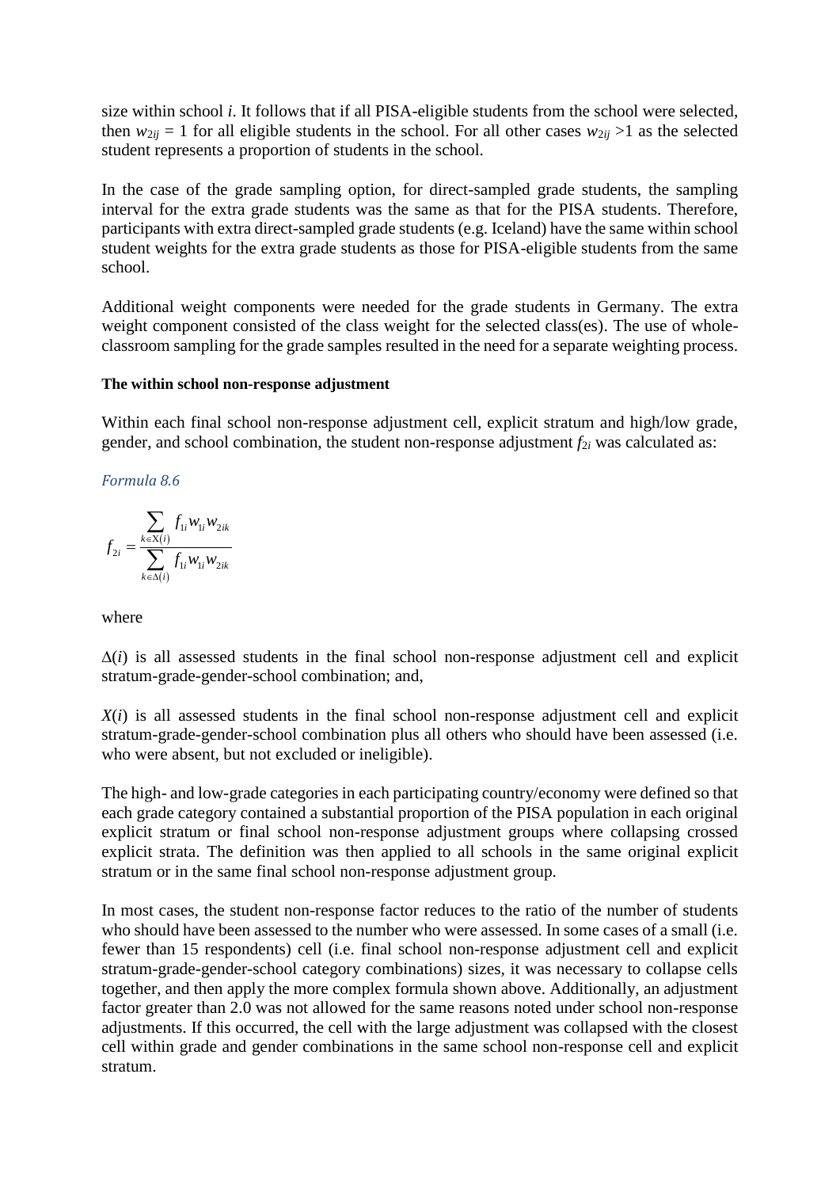size within school $i$. It follows that if all PISA-eligible students from the school were selected, then $w_{2ij} = 1$ for all eligible students in the school. For all other cases $w_{2ij} > 1$ as the selected student represents a proportion of students in the school.

In the case of the grade sampling option, for direct-sampled grade students, the sampling interval for the extra grade students was the same as that for the PISA students. Therefore, participants with extra direct-sampled grade students (e.g. Iceland) have the same within school student weights for the extra grade students as those for PISA-eligible students from the same school.

Additional weight components were needed for the grade students in Germany. The extra weight component consisted of the class weight for the selected class(es). The use of whole-classroom sampling for the grade samples resulted in the need for a separate weighting process.

**The within school non-response adjustment**

Within each final school non-response adjustment cell, explicit stratum and high/low grade, gender, and school combination, the student non-response adjustment $f_{2i}$ was calculated as:

*Formula 8.6*

$$f_{2i} = \frac{\sum_{k \in X(i)} f_{1i} w_{1i} w_{2ik}}{\sum_{k \in \Delta(i)} f_{1i} w_{1i} w_{2ik}}$$

where

$\Delta(i)$ is all assessed students in the final school non-response adjustment cell and explicit stratum-grade-gender-school combination; and,

$X(i)$ is all assessed students in the final school non-response adjustment cell and explicit stratum-grade-gender-school combination plus all others who should have been assessed (i.e. who were absent, but not excluded or ineligible).

The high- and low-grade categories in each participating country/economy were defined so that each grade category contained a substantial proportion of the PISA population in each original explicit stratum or final school non-response adjustment groups where collapsing crossed explicit strata. The definition was then applied to all schools in the same original explicit stratum or in the same final school non-response adjustment group.

In most cases, the student non-response factor reduces to the ratio of the number of students who should have been assessed to the number who were assessed. In some cases of a small (i.e. fewer than 15 respondents) cell (i.e. final school non-response adjustment cell and explicit stratum-grade-gender-school category combinations) sizes, it was necessary to collapse cells together, and then apply the more complex formula shown above. Additionally, an adjustment factor greater than 2.0 was not allowed for the same reasons noted under school non-response adjustments. If this occurred, the cell with the large adjustment was collapsed with the closest cell within grade and gender combinations in the same school non-response cell and explicit stratum.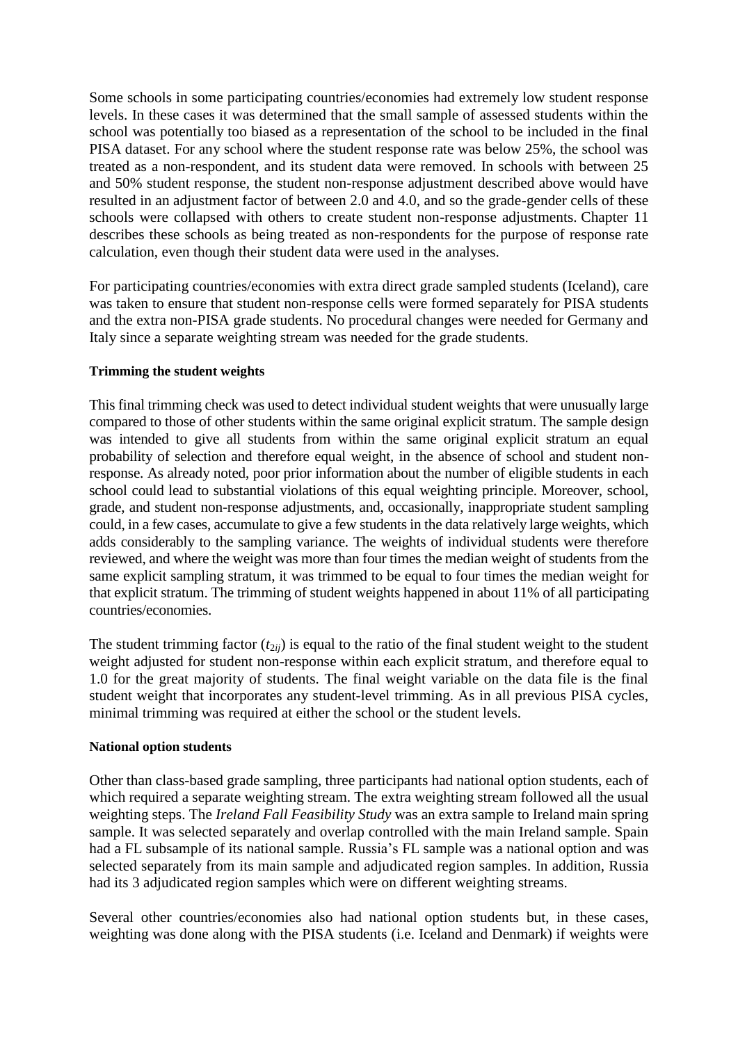Some schools in some participating countries/economies had extremely low student response levels. In these cases it was determined that the small sample of assessed students within the school was potentially too biased as a representation of the school to be included in the final PISA dataset. For any school where the student response rate was below 25%, the school was treated as a non-respondent, and its student data were removed. In schools with between 25 and 50% student response, the student non-response adjustment described above would have resulted in an adjustment factor of between 2.0 and 4.0, and so the grade-gender cells of these schools were collapsed with others to create student non-response adjustments. Chapter 11 describes these schools as being treated as non-respondents for the purpose of response rate calculation, even though their student data were used in the analyses.

For participating countries/economies with extra direct grade sampled students (Iceland), care was taken to ensure that student non-response cells were formed separately for PISA students and the extra non-PISA grade students. No procedural changes were needed for Germany and Italy since a separate weighting stream was needed for the grade students.

**Trimming the student weights**

This final trimming check was used to detect individual student weights that were unusually large compared to those of other students within the same original explicit stratum. The sample design was intended to give all students from within the same original explicit stratum an equal probability of selection and therefore equal weight, in the absence of school and student non-response. As already noted, poor prior information about the number of eligible students in each school could lead to substantial violations of this equal weighting principle. Moreover, school, grade, and student non-response adjustments, and, occasionally, inappropriate student sampling could, in a few cases, accumulate to give a few students in the data relatively large weights, which adds considerably to the sampling variance. The weights of individual students were therefore reviewed, and where the weight was more than four times the median weight of students from the same explicit sampling stratum, it was trimmed to be equal to four times the median weight for that explicit stratum. The trimming of student weights happened in about 11% of all participating countries/economies.

The student trimming factor ($t_{2ij}$) is equal to the ratio of the final student weight to the student weight adjusted for student non-response within each explicit stratum, and therefore equal to 1.0 for the great majority of students. The final weight variable on the data file is the final student weight that incorporates any student-level trimming. As in all previous PISA cycles, minimal trimming was required at either the school or the student levels.

**National option students**

Other than class-based grade sampling, three participants had national option students, each of which required a separate weighting stream. The extra weighting stream followed all the usual weighting steps. The *Ireland Fall Feasibility Study* was an extra sample to Ireland main spring sample. It was selected separately and overlap controlled with the main Ireland sample. Spain had a FL subsample of its national sample. Russia's FL sample was a national option and was selected separately from its main sample and adjudicated region samples. In addition, Russia had its 3 adjudicated region samples which were on different weighting streams.

Several other countries/economies also had national option students but, in these cases, weighting was done along with the PISA students (i.e. Iceland and Denmark) if weights were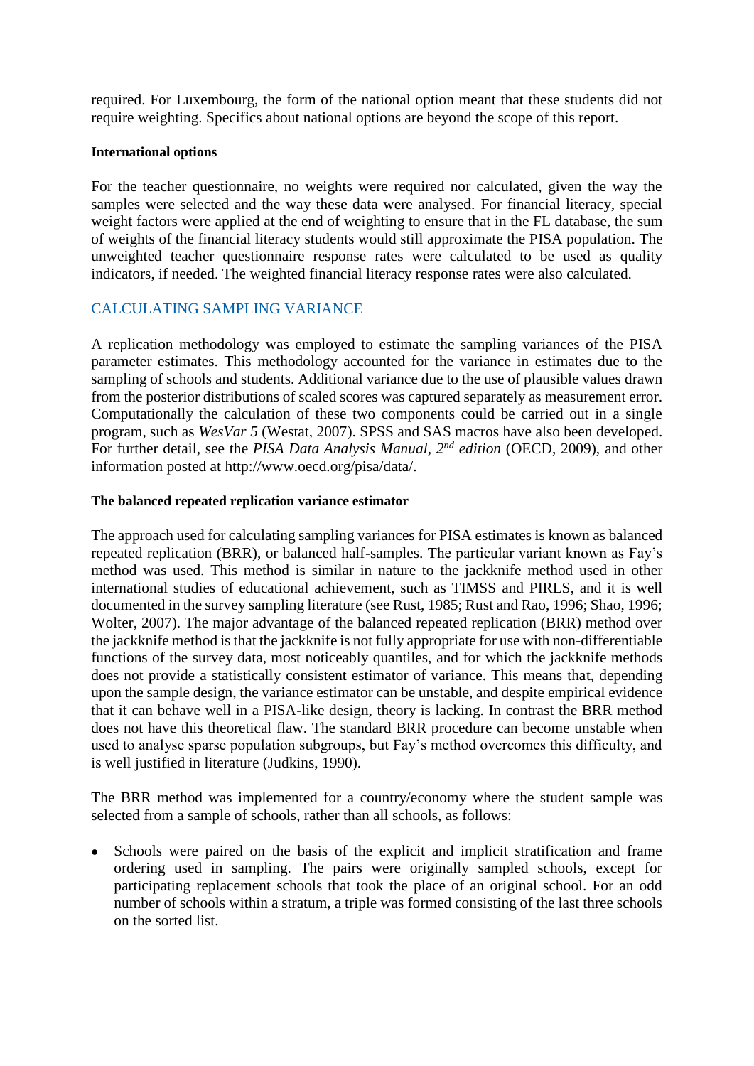required. For Luxembourg, the form of the national option meant that these students did not require weighting. Specifics about national options are beyond the scope of this report.

#### International options

For the teacher questionnaire, no weights were required nor calculated, given the way the samples were selected and the way these data were analysed. For financial literacy, special weight factors were applied at the end of weighting to ensure that in the FL database, the sum of weights of the financial literacy students would still approximate the PISA population. The unweighted teacher questionnaire response rates were calculated to be used as quality indicators, if needed. The weighted financial literacy response rates were also calculated.

## CALCULATING SAMPLING VARIANCE

A replication methodology was employed to estimate the sampling variances of the PISA parameter estimates. This methodology accounted for the variance in estimates due to the sampling of schools and students. Additional variance due to the use of plausible values drawn from the posterior distributions of scaled scores was captured separately as measurement error. Computationally the calculation of these two components could be carried out in a single program, such as *WesVar 5* (Westat, 2007). SPSS and SAS macros have also been developed. For further detail, see the *PISA Data Analysis Manual, 2nd edition* (OECD, 2009), and other information posted at http://www.oecd.org/pisa/data/.

#### The balanced repeated replication variance estimator

The approach used for calculating sampling variances for PISA estimates is known as balanced repeated replication (BRR), or balanced half-samples. The particular variant known as Fay's method was used. This method is similar in nature to the jackknife method used in other international studies of educational achievement, such as TIMSS and PIRLS, and it is well documented in the survey sampling literature (see Rust, 1985; Rust and Rao, 1996; Shao, 1996; Wolter, 2007). The major advantage of the balanced repeated replication (BRR) method over the jackknife method is that the jackknife is not fully appropriate for use with non-differentiable functions of the survey data, most noticeably quantiles, and for which the jackknife methods does not provide a statistically consistent estimator of variance. This means that, depending upon the sample design, the variance estimator can be unstable, and despite empirical evidence that it can behave well in a PISA-like design, theory is lacking. In contrast the BRR method does not have this theoretical flaw. The standard BRR procedure can become unstable when used to analyse sparse population subgroups, but Fay's method overcomes this difficulty, and is well justified in literature (Judkins, 1990).

The BRR method was implemented for a country/economy where the student sample was selected from a sample of schools, rather than all schools, as follows:

- Schools were paired on the basis of the explicit and implicit stratification and frame ordering used in sampling. The pairs were originally sampled schools, except for participating replacement schools that took the place of an original school. For an odd number of schools within a stratum, a triple was formed consisting of the last three schools on the sorted list.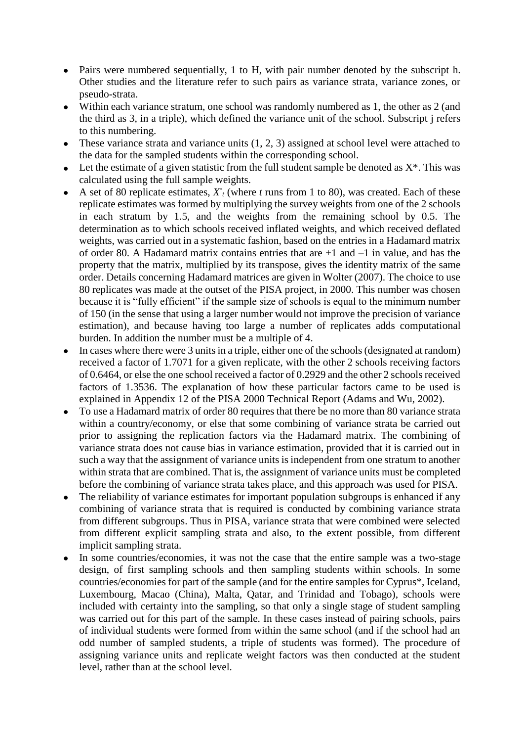- Pairs were numbered sequentially, 1 to H, with pair number denoted by the subscript h. Other studies and the literature refer to such pairs as variance strata, variance zones, or pseudo-strata.
- Within each variance stratum, one school was randomly numbered as 1, the other as 2 (and the third as 3, in a triple), which defined the variance unit of the school. Subscript j refers to this numbering.
- These variance strata and variance units (1, 2, 3) assigned at school level were attached to the data for the sampled students within the corresponding school.
- Let the estimate of a given statistic from the full student sample be denoted as X*. This was calculated using the full sample weights.
- A set of 80 replicate estimates, $X^*_t$ (where *t* runs from 1 to 80), was created. Each of these replicate estimates was formed by multiplying the survey weights from one of the 2 schools in each stratum by 1.5, and the weights from the remaining school by 0.5. The determination as to which schools received inflated weights, and which received deflated weights, was carried out in a systematic fashion, based on the entries in a Hadamard matrix of order 80. A Hadamard matrix contains entries that are +1 and –1 in value, and has the property that the matrix, multiplied by its transpose, gives the identity matrix of the same order. Details concerning Hadamard matrices are given in Wolter (2007). The choice to use 80 replicates was made at the outset of the PISA project, in 2000. This number was chosen because it is "fully efficient" if the sample size of schools is equal to the minimum number of 150 (in the sense that using a larger number would not improve the precision of variance estimation), and because having too large a number of replicates adds computational burden. In addition the number must be a multiple of 4.
- In cases where there were 3 units in a triple, either one of the schools (designated at random) received a factor of 1.7071 for a given replicate, with the other 2 schools receiving factors of 0.6464, or else the one school received a factor of 0.2929 and the other 2 schools received factors of 1.3536. The explanation of how these particular factors came to be used is explained in Appendix 12 of the PISA 2000 Technical Report (Adams and Wu, 2002).
- To use a Hadamard matrix of order 80 requires that there be no more than 80 variance strata within a country/economy, or else that some combining of variance strata be carried out prior to assigning the replication factors via the Hadamard matrix. The combining of variance strata does not cause bias in variance estimation, provided that it is carried out in such a way that the assignment of variance units is independent from one stratum to another within strata that are combined. That is, the assignment of variance units must be completed before the combining of variance strata takes place, and this approach was used for PISA.
- The reliability of variance estimates for important population subgroups is enhanced if any combining of variance strata that is required is conducted by combining variance strata from different subgroups. Thus in PISA, variance strata that were combined were selected from different explicit sampling strata and also, to the extent possible, from different implicit sampling strata.
- In some countries/economies, it was not the case that the entire sample was a two-stage design, of first sampling schools and then sampling students within schools. In some countries/economies for part of the sample (and for the entire samples for Cyprus*, Iceland, Luxembourg, Macao (China), Malta, Qatar, and Trinidad and Tobago), schools were included with certainty into the sampling, so that only a single stage of student sampling was carried out for this part of the sample. In these cases instead of pairing schools, pairs of individual students were formed from within the same school (and if the school had an odd number of sampled students, a triple of students was formed). The procedure of assigning variance units and replicate weight factors was then conducted at the student level, rather than at the school level.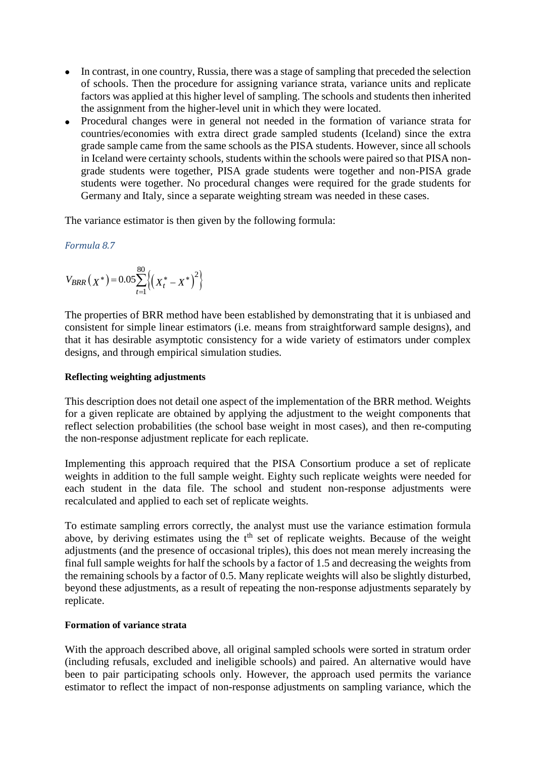- In contrast, in one country, Russia, there was a stage of sampling that preceded the selection of schools. Then the procedure for assigning variance strata, variance units and replicate factors was applied at this higher level of sampling. The schools and students then inherited the assignment from the higher-level unit in which they were located.
- Procedural changes were in general not needed in the formation of variance strata for countries/economies with extra direct grade sampled students (Iceland) since the extra grade sample came from the same schools as the PISA students. However, since all schools in Iceland were certainty schools, students within the schools were paired so that PISA non-grade students were together, PISA grade students were together and non-PISA grade students were together. No procedural changes were required for the grade students for Germany and Italy, since a separate weighting stream was needed in these cases.

The variance estimator is then given by the following formula:

*Formula 8.7*

$$V_{BRR}\left(X^*\right) = 0.05\sum_{t=1}^{80}\left\{\left(X_t^* - X^*\right)^2\right\}$$

The properties of BRR method have been established by demonstrating that it is unbiased and consistent for simple linear estimators (i.e. means from straightforward sample designs), and that it has desirable asymptotic consistency for a wide variety of estimators under complex designs, and through empirical simulation studies.

**Reflecting weighting adjustments**

This description does not detail one aspect of the implementation of the BRR method. Weights for a given replicate are obtained by applying the adjustment to the weight components that reflect selection probabilities (the school base weight in most cases), and then re-computing the non-response adjustment replicate for each replicate.

Implementing this approach required that the PISA Consortium produce a set of replicate weights in addition to the full sample weight. Eighty such replicate weights were needed for each student in the data file. The school and student non-response adjustments were recalculated and applied to each set of replicate weights.

To estimate sampling errors correctly, the analyst must use the variance estimation formula above, by deriving estimates using the $t^{th}$ set of replicate weights. Because of the weight adjustments (and the presence of occasional triples), this does not mean merely increasing the final full sample weights for half the schools by a factor of 1.5 and decreasing the weights from the remaining schools by a factor of 0.5. Many replicate weights will also be slightly disturbed, beyond these adjustments, as a result of repeating the non-response adjustments separately by replicate.

**Formation of variance strata**

With the approach described above, all original sampled schools were sorted in stratum order (including refusals, excluded and ineligible schools) and paired. An alternative would have been to pair participating schools only. However, the approach used permits the variance estimator to reflect the impact of non-response adjustments on sampling variance, which the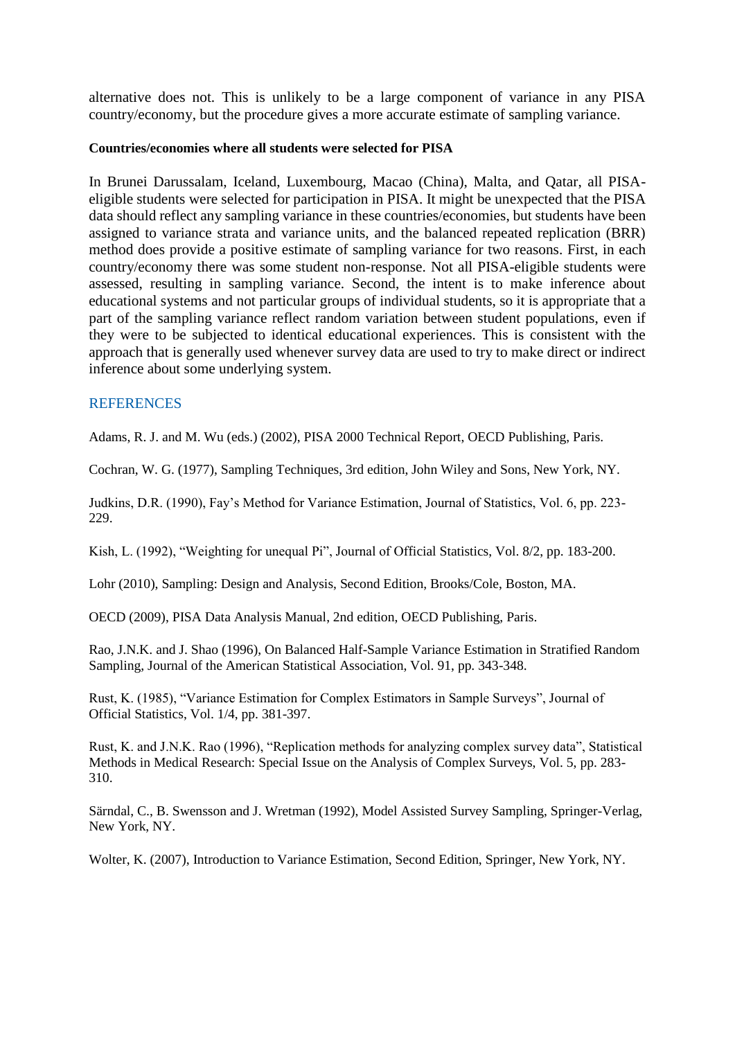alternative does not. This is unlikely to be a large component of variance in any PISA country/economy, but the procedure gives a more accurate estimate of sampling variance.

**Countries/economies where all students were selected for PISA**

In Brunei Darussalam, Iceland, Luxembourg, Macao (China), Malta, and Qatar, all PISA-eligible students were selected for participation in PISA. It might be unexpected that the PISA data should reflect any sampling variance in these countries/economies, but students have been assigned to variance strata and variance units, and the balanced repeated replication (BRR) method does provide a positive estimate of sampling variance for two reasons. First, in each country/economy there was some student non-response. Not all PISA-eligible students were assessed, resulting in sampling variance. Second, the intent is to make inference about educational systems and not particular groups of individual students, so it is appropriate that a part of the sampling variance reflect random variation between student populations, even if they were to be subjected to identical educational experiences. This is consistent with the approach that is generally used whenever survey data are used to try to make direct or indirect inference about some underlying system.

## REFERENCES

Adams, R. J. and M. Wu (eds.) (2002), PISA 2000 Technical Report, OECD Publishing, Paris.

Cochran, W. G. (1977), Sampling Techniques, 3rd edition, John Wiley and Sons, New York, NY.

Judkins, D.R. (1990), Fay's Method for Variance Estimation, Journal of Statistics, Vol. 6, pp. 223-229.

Kish, L. (1992), "Weighting for unequal Pi", Journal of Official Statistics, Vol. 8/2, pp. 183-200.

Lohr (2010), Sampling: Design and Analysis, Second Edition, Brooks/Cole, Boston, MA.

OECD (2009), PISA Data Analysis Manual, 2nd edition, OECD Publishing, Paris.

Rao, J.N.K. and J. Shao (1996), On Balanced Half-Sample Variance Estimation in Stratified Random Sampling, Journal of the American Statistical Association, Vol. 91, pp. 343-348.

Rust, K. (1985), "Variance Estimation for Complex Estimators in Sample Surveys", Journal of Official Statistics, Vol. 1/4, pp. 381-397.

Rust, K. and J.N.K. Rao (1996), "Replication methods for analyzing complex survey data", Statistical Methods in Medical Research: Special Issue on the Analysis of Complex Surveys, Vol. 5, pp. 283-310.

Särndal, C., B. Swensson and J. Wretman (1992), Model Assisted Survey Sampling, Springer-Verlag, New York, NY.

Wolter, K. (2007), Introduction to Variance Estimation, Second Edition, Springer, New York, NY.